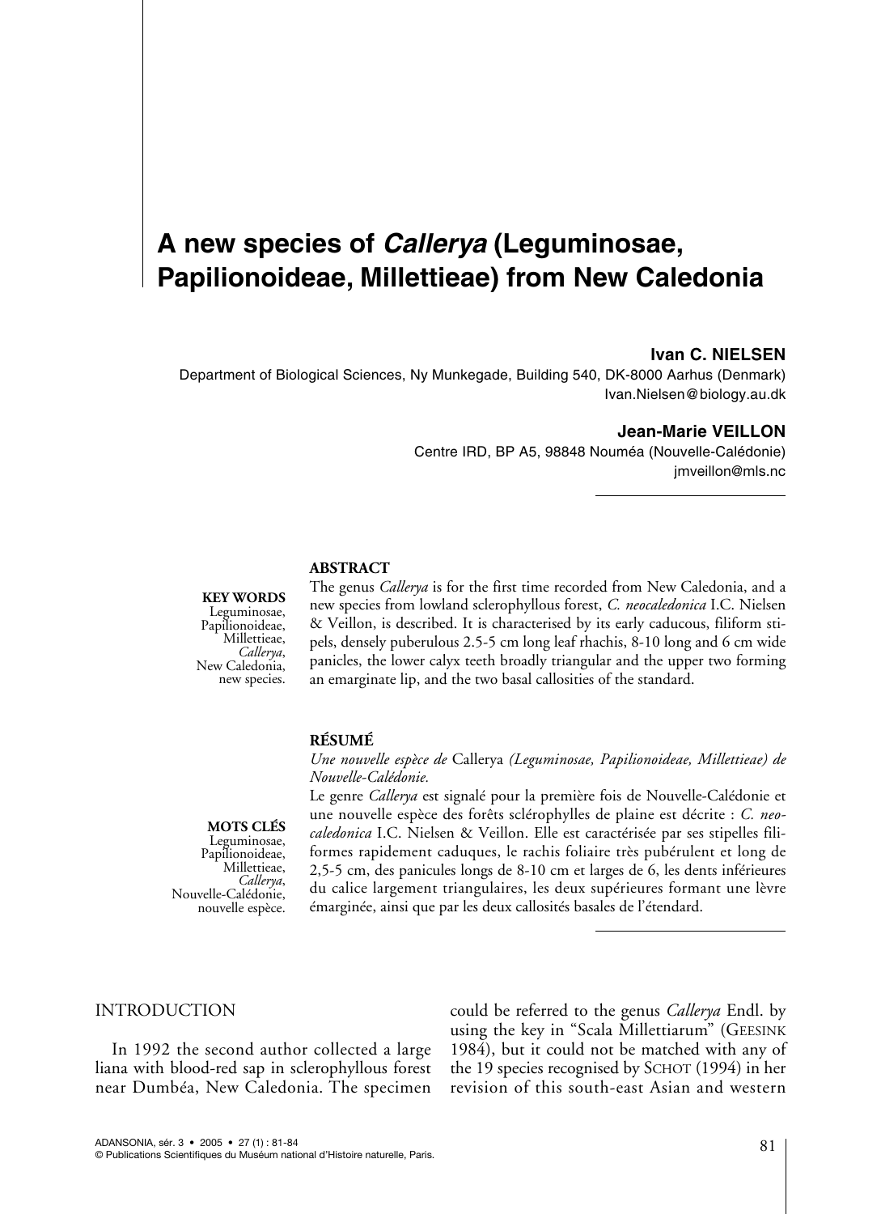# A new species of *Callerya* (Leguminosae, Papilionoideae, Millettieae) from New Caledonia

**Ivan C. NIELSEN**

Department of Biological Sciences, Ny Munkegade, Building 540, DK-8000 Aarhus (Denmark)
Ivan.Nielsen@biology.au.dk

**Jean-Marie VEILLON**

Centre IRD, BP A5, 98848 Nouméa (Nouvelle-Calédonie)
jmveillon@mls.nc

**ABSTRACT**

The genus *Callerya* is for the first time recorded from New Caledonia, and a new species from lowland sclerophyllous forest, *C. neocaledonica* I.C. Nielsen & Veillon, is described. It is characterised by its early caducous, filiform stipels, densely puberulous 2.5-5 cm long leaf rhachis, 8-10 long and 6 cm wide panicles, the lower calyx teeth broadly triangular and the upper two forming an emarginate lip, and the two basal callosities of the standard.

**KEY WORDS**
Leguminosae, Papilionoideae, Millettieae, *Callerya*, New Caledonia, new species.

**RÉSUMÉ**

*Une nouvelle espèce de* Callerya *(Leguminosae, Papilionoideae, Millettieae) de Nouvelle-Calédonie.*

Le genre *Callerya* est signalé pour la première fois de Nouvelle-Calédonie et une nouvelle espèce des forêts sclérophylles de plaine est décrite : *C. neocaledonica* I.C. Nielsen & Veillon. Elle est caractérisée par ses stipelles filiformes rapidement caduques, le rachis foliaire très pubérulent et long de 2,5-5 cm, des panicules longs de 8-10 cm et larges de 6, les dents inférieures du calice largement triangulaires, les deux supérieures formant une lèvre émarginée, ainsi que par les deux callosités basales de l'étendard.

**MOTS CLÉS**
Leguminosae, Papilionoideae, Millettieae, *Callerya*, Nouvelle-Calédonie, nouvelle espèce.

## INTRODUCTION

In 1992 the second author collected a large liana with blood-red sap in sclerophyllous forest near Dumbéa, New Caledonia. The specimen could be referred to the genus *Callerya* Endl. by using the key in "Scala Millettiarum" (GEESINK 1984), but it could not be matched with any of the 19 species recognised by SCHOT (1994) in her revision of this south-east Asian and western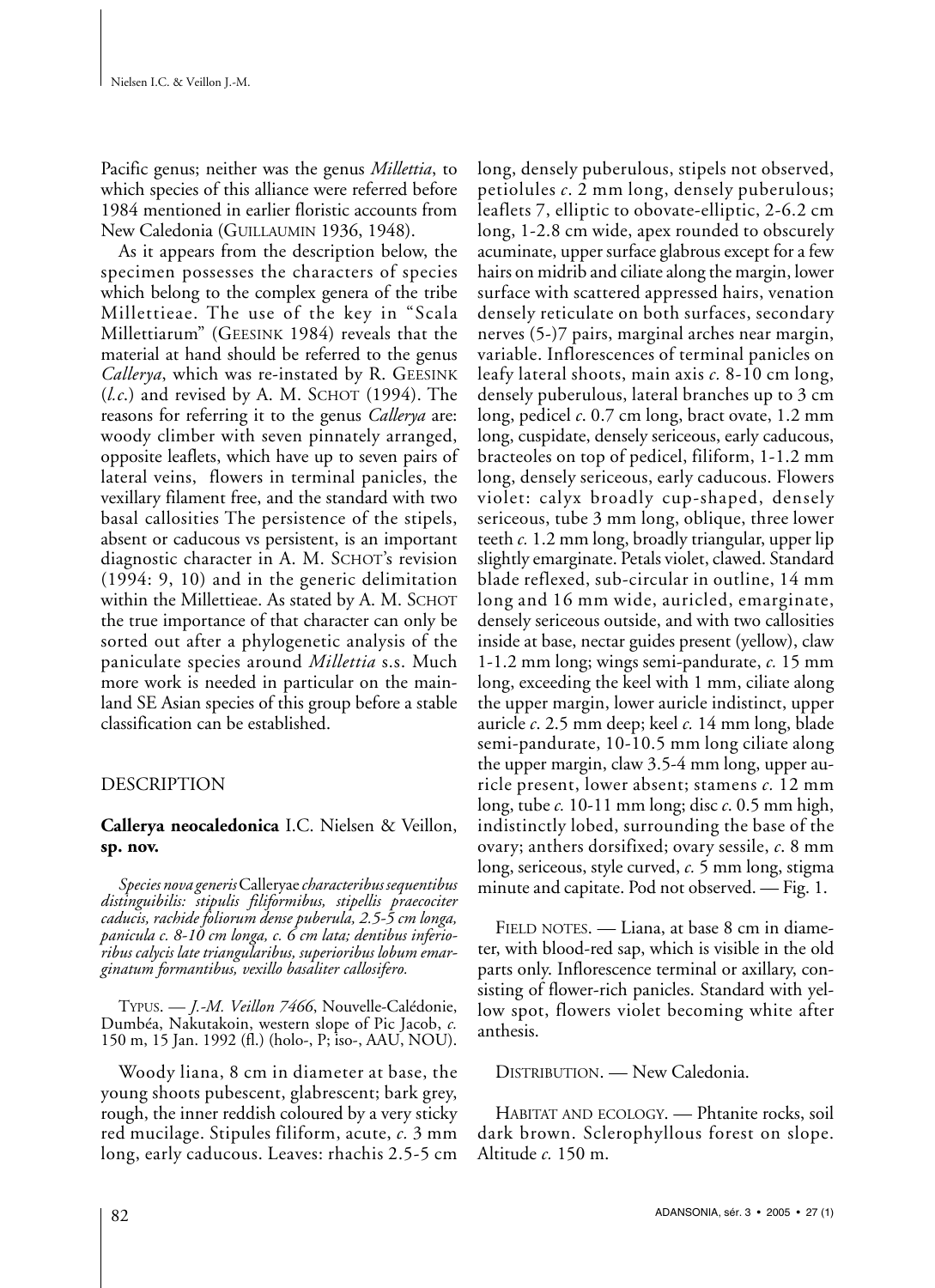Pacific genus; neither was the genus *Millettia*, to which species of this alliance were referred before 1984 mentioned in earlier floristic accounts from New Caledonia (GUILLAUMIN 1936, 1948).

As it appears from the description below, the specimen possesses the characters of species which belong to the complex genera of the tribe Millettieae. The use of the key in "Scala Millettiarum" (GEESINK 1984) reveals that the material at hand should be referred to the genus *Callerya*, which was re-instated by R. GEESINK (*l.c.*) and revised by A. M. SCHOT (1994). The reasons for referring it to the genus *Callerya* are: woody climber with seven pinnately arranged, opposite leaflets, which have up to seven pairs of lateral veins, flowers in terminal panicles, the vexillary filament free, and the standard with two basal callosities The persistence of the stipels, absent or caducous vs persistent, is an important diagnostic character in A. M. SCHOT's revision (1994: 9, 10) and in the generic delimitation within the Millettieae. As stated by A. M. SCHOT the true importance of that character can only be sorted out after a phylogenetic analysis of the paniculate species around *Millettia* s.s. Much more work is needed in particular on the mainland SE Asian species of this group before a stable classification can be established.

## DESCRIPTION

### **Callerya neocaledonica** I.C. Nielsen & Veillon, **sp. nov.**

*Species nova generis* Calleryae *characteribus sequentibus distinguibilis: stipulis filiformibus, stipellis praecociter caducis, rachide foliorum dense puberula, 2.5-5 cm longa, panicula c. 8-10 cm longa, c. 6 cm lata; dentibus inferioribus calycis late triangularibus, superioribus lobum emarginatum formantibus, vexillo basaliter callosifero.*

TYPUS. — *J.-M. Veillon 7466*, Nouvelle-Calédonie, Dumbéa, Nakutakoin, western slope of Pic Jacob, *c.* 150 m, 15 Jan. 1992 (fl.) (holo-, P; iso-, AAU, NOU).

Woody liana, 8 cm in diameter at base, the young shoots pubescent, glabrescent; bark grey, rough, the inner reddish coloured by a very sticky red mucilage. Stipules filiform, acute, *c.* 3 mm long, early caducous. Leaves: rhachis 2.5-5 cm long, densely puberulous, stipels not observed, petiolules *c.* 2 mm long, densely puberulous; leaflets 7, elliptic to obovate-elliptic, 2-6.2 cm long, 1-2.8 cm wide, apex rounded to obscurely acuminate, upper surface glabrous except for a few hairs on midrib and ciliate along the margin, lower surface with scattered appressed hairs, venation densely reticulate on both surfaces, secondary nerves (5-)7 pairs, marginal arches near margin, variable. Inflorescences of terminal panicles on leafy lateral shoots, main axis *c.* 8-10 cm long, densely puberulous, lateral branches up to 3 cm long, pedicel *c.* 0.7 cm long, bract ovate, 1.2 mm long, cuspidate, densely sericeous, early caducous, bracteoles on top of pedicel, filiform, 1-1.2 mm long, densely sericeous, early caducous. Flowers violet: calyx broadly cup-shaped, densely sericeous, tube 3 mm long, oblique, three lower teeth *c.* 1.2 mm long, broadly triangular, upper lip slightly emarginate. Petals violet, clawed. Standard blade reflexed, sub-circular in outline, 14 mm long and 16 mm wide, auricled, emarginate, densely sericeous outside, and with two callosities inside at base, nectar guides present (yellow), claw 1-1.2 mm long; wings semi-pandurate, *c.* 15 mm long, exceeding the keel with 1 mm, ciliate along the upper margin, lower auricle indistinct, upper auricle *c.* 2.5 mm deep; keel *c.* 14 mm long, blade semi-pandurate, 10-10.5 mm long ciliate along the upper margin, claw 3.5-4 mm long, upper auricle present, lower absent; stamens *c.* 12 mm long, tube *c.* 10-11 mm long; disc *c.* 0.5 mm high, indistinctly lobed, surrounding the base of the ovary; anthers dorsifixed; ovary sessile, *c.* 8 mm long, sericeous, style curved, *c.* 5 mm long, stigma minute and capitate. Pod not observed. — Fig. 1.

FIELD NOTES. — Liana, at base 8 cm in diameter, with blood-red sap, which is visible in the old parts only. Inflorescence terminal or axillary, consisting of flower-rich panicles. Standard with yellow spot, flowers violet becoming white after anthesis.

DISTRIBUTION. — New Caledonia.

HABITAT AND ECOLOGY. — Phtanite rocks, soil dark brown. Sclerophyllous forest on slope. Altitude *c.* 150 m.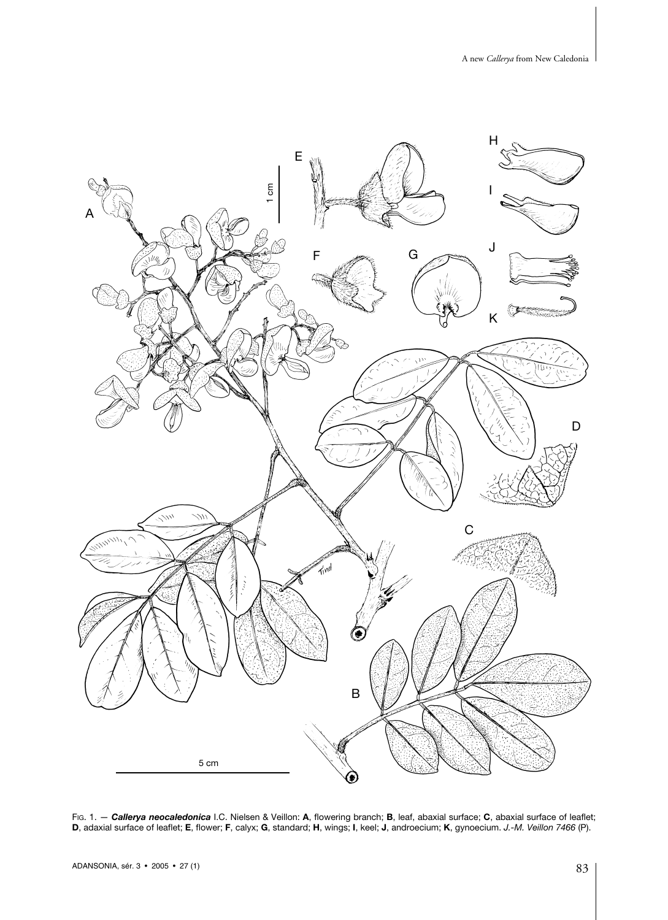FIG. 1. — ***Callerya neocaledonica*** I.C. Nielsen & Veillon: **A**, flowering branch; **B**, leaf, abaxial surface; **C**, abaxial surface of leaflet; **D**, adaxial surface of leaflet; **E**, flower; **F**, calyx; **G**, standard; **H**, wings; **I**, keel; **J**, androecium; **K**, gynoecium. *J.-M. Veillon 7466* (P).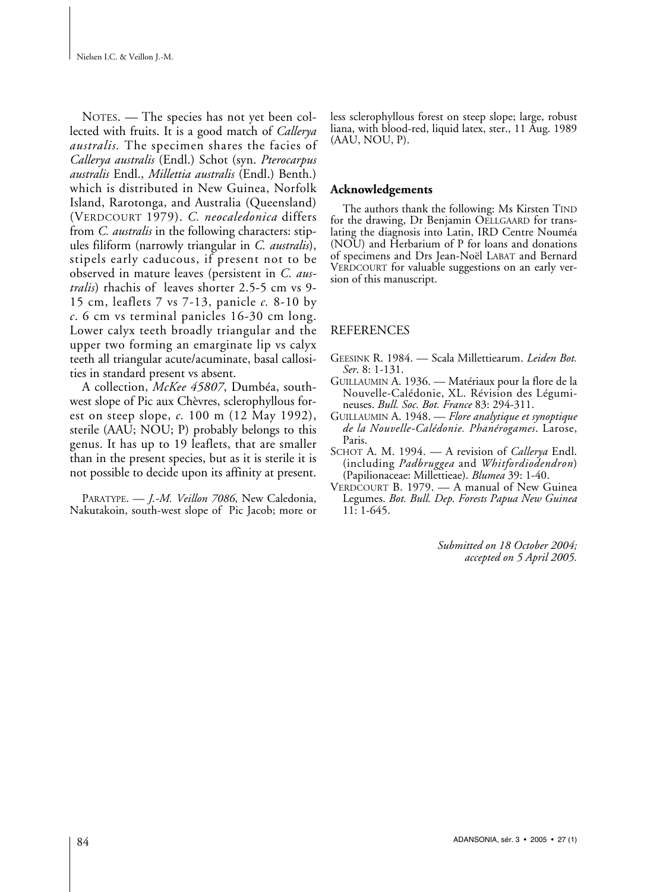NOTES. — The species has not yet been collected with fruits. It is a good match of *Callerya australis.* The specimen shares the facies of *Callerya australis* (Endl.) Schot (syn. *Pterocarpus australis* Endl., *Millettia australis* (Endl.) Benth.) which is distributed in New Guinea, Norfolk Island, Rarotonga, and Australia (Queensland) (VERDCOURT 1979). *C. neocaledonica* differs from *C. australis* in the following characters: stipules filiform (narrowly triangular in *C. australis*), stipels early caducous, if present not to be observed in mature leaves (persistent in *C. australis*) rhachis of leaves shorter 2.5-5 cm vs 9-15 cm, leaflets 7 vs 7-13, panicle *c.* 8-10 by *c*. 6 cm vs terminal panicles 16-30 cm long. Lower calyx teeth broadly triangular and the upper two forming an emarginate lip vs calyx teeth all triangular acute/acuminate, basal callosities in standard present vs absent.

A collection, *McKee 45807*, Dumbéa, south-west slope of Pic aux Chèvres, sclerophyllous forest on steep slope, *c.* 100 m (12 May 1992), sterile (AAU; NOU; P) probably belongs to this genus. It has up to 19 leaflets, that are smaller than in the present species, but as it is sterile it is not possible to decide upon its affinity at present.

PARATYPE. — *J.-M. Veillon 7086*, New Caledonia, Nakutakoin, south-west slope of Pic Jacob; more or less sclerophyllous forest on steep slope; large, robust liana, with blood-red, liquid latex, ster., 11 Aug. 1989 (AAU, NOU, P).

## Acknowledgements

The authors thank the following: Ms Kirsten TIND for the drawing, Dr Benjamin OELLGAARD for translating the diagnosis into Latin, IRD Centre Nouméa (NOU) and Herbarium of P for loans and donations of specimens and Drs Jean-Noël LABAT and Bernard VERDCOURT for valuable suggestions on an early version of this manuscript.

## REFERENCES

GEESINK R. 1984. — Scala Millettiearum. *Leiden Bot. Ser*. 8: 1-131.

GUILLAUMIN A. 1936. — Matériaux pour la flore de la Nouvelle-Calédonie, XL. Révision des Légumineuses. *Bull. Soc. Bot. France* 83: 294-311.

GUILLAUMIN A. 1948. — *Flore analytique et synoptique de la Nouvelle-Calédonie. Phanérogames*. Larose, Paris.

SCHOT A. M. 1994. — A revision of *Callerya* Endl. (including *Padbruggea* and *Whitfordiodendron*) (Papilionaceae: Millettieae). *Blumea* 39: 1-40.

VERDCOURT B. 1979. — A manual of New Guinea Legumes. *Bot. Bull. Dep. Forests Papua New Guinea* 11: 1-645.

*Submitted on 18 October 2004; accepted on 5 April 2005.*